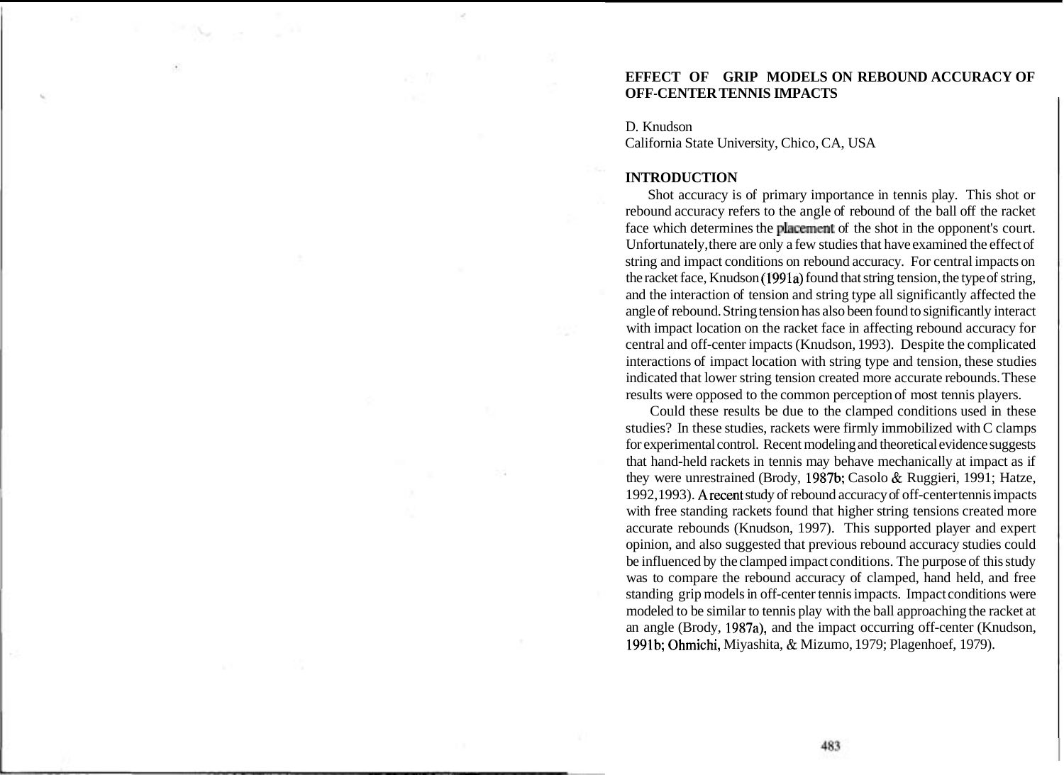# EFFECT OF GRIP MODELS ON REBOUND ACCURACY OF OFF-CENTER TENNIS IMPACTS

D. Knudson
California State University, Chico, CA, USA

## INTRODUCTION

Shot accuracy is of primary importance in tennis play. This shot or rebound accuracy refers to the angle of rebound of the ball off the racket face which determines the placement of the shot in the opponent's court. Unfortunately, there are only a few studies that have examined the effect of string and impact conditions on rebound accuracy. For central impacts on the racket face, Knudson (1991a) found that string tension, the type of string, and the interaction of tension and string type all significantly affected the angle of rebound. String tension has also been found to significantly interact with impact location on the racket face in affecting rebound accuracy for central and off-center impacts (Knudson, 1993). Despite the complicated interactions of impact location with string type and tension, these studies indicated that lower string tension created more accurate rebounds. These results were opposed to the common perception of most tennis players.

Could these results be due to the clamped conditions used in these studies? In these studies, rackets were firmly immobilized with C clamps for experimental control. Recent modeling and theoretical evidence suggests that hand-held rackets in tennis may behave mechanically at impact as if they were unrestrained (Brody, 1987b; Casolo & Ruggieri, 1991; Hatze, 1992, 1993). A recent study of rebound accuracy of off-center tennis impacts with free standing rackets found that higher string tensions created more accurate rebounds (Knudson, 1997). This supported player and expert opinion, and also suggested that previous rebound accuracy studies could be influenced by the clamped impact conditions. The purpose of this study was to compare the rebound accuracy of clamped, hand held, and free standing grip models in off-center tennis impacts. Impact conditions were modeled to be similar to tennis play with the ball approaching the racket at an angle (Brody, 1987a), and the impact occurring off-center (Knudson, 1991b; Ohmichi, Miyashita, & Mizumo, 1979; Plagenhoef, 1979).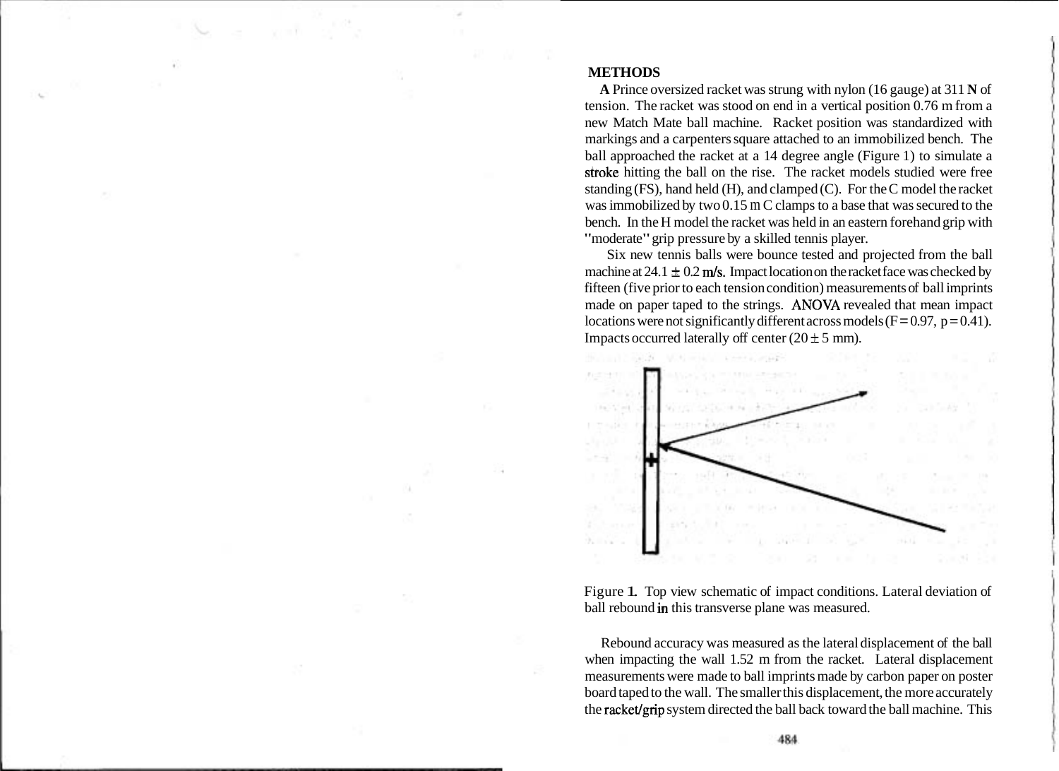## METHODS

A Prince oversized racket was strung with nylon (16 gauge) at 311 N of tension. The racket was stood on end in a vertical position 0.76 m from a new Match Mate ball machine. Racket position was standardized with markings and a carpenters square attached to an immobilized bench. The ball approached the racket at a 14 degree angle (Figure 1) to simulate a stroke hitting the ball on the rise. The racket models studied were free standing (FS), hand held (H), and clamped (C). For the C model the racket was immobilized by two 0.15 m C clamps to a base that was secured to the bench. In the H model the racket was held in an eastern forehand grip with "moderate" grip pressure by a skilled tennis player.

Six new tennis balls were bounce tested and projected from the ball machine at $24.1 \pm 0.2$ m/s. Impact location on the racket face was checked by fifteen (five prior to each tension condition) measurements of ball imprints made on paper taped to the strings. ANOVA revealed that mean impact locations were not significantly different across models ($F = 0.97$, $p = 0.41$). Impacts occurred laterally off center ($20 \pm 5$ mm).

Figure 1. Top view schematic of impact conditions. Lateral deviation of ball rebound in this transverse plane was measured.

Rebound accuracy was measured as the lateral displacement of the ball when impacting the wall 1.52 m from the racket. Lateral displacement measurements were made to ball imprints made by carbon paper on poster board taped to the wall. The smaller this displacement, the more accurately the racket/grip system directed the ball back toward the ball machine. This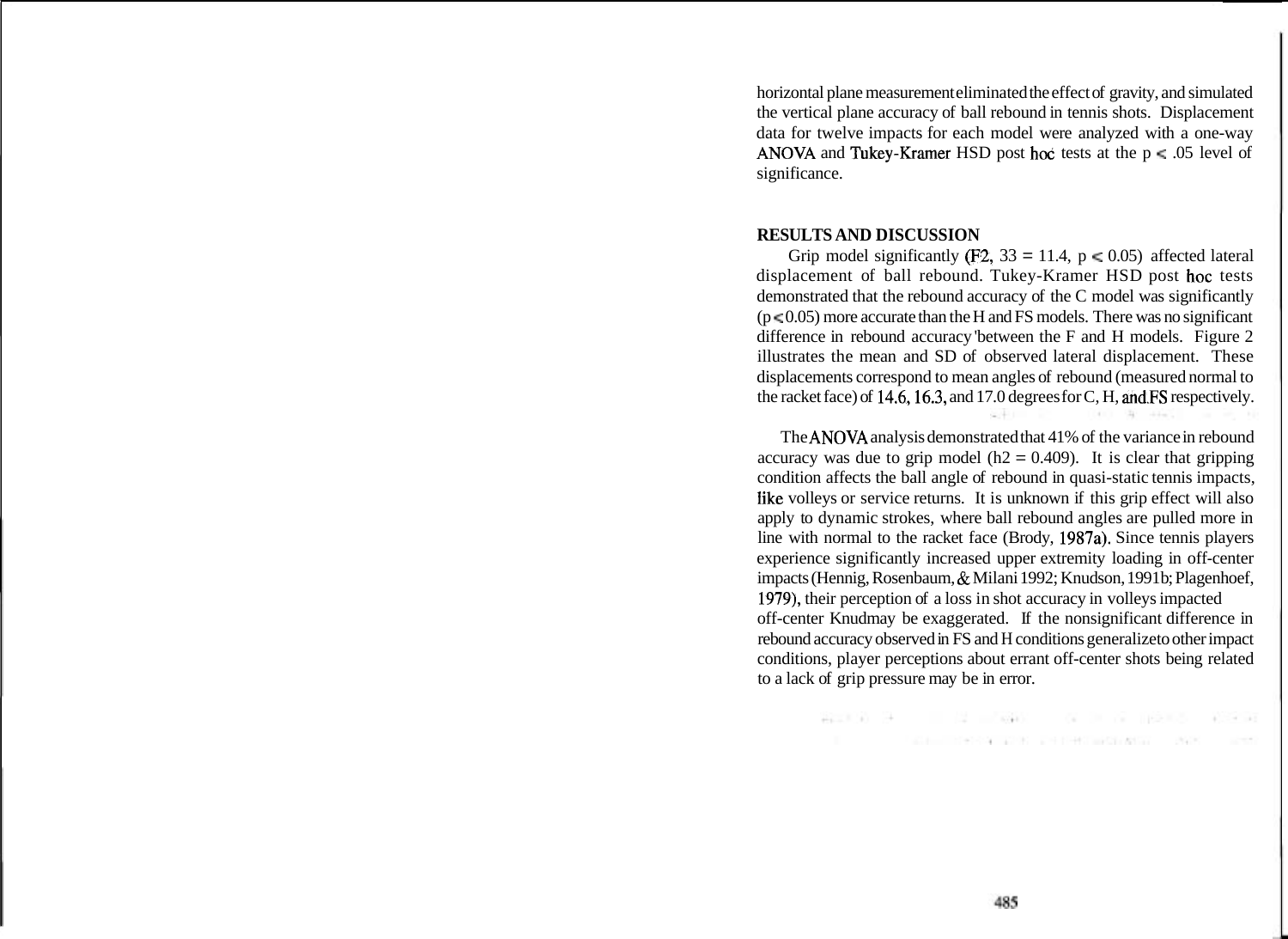horizontal plane measurement eliminated the effect of gravity, and simulated the vertical plane accuracy of ball rebound in tennis shots. Displacement data for twelve impacts for each model were analyzed with a one-way ANOVA and Tukey-Kramer HSD post hoc tests at the $p < .05$ level of significance.

## RESULTS AND DISCUSSION

Grip model significantly ($F_{2, 33} = 11.4$, $p < 0.05$) affected lateral displacement of ball rebound. Tukey-Kramer HSD post hoc tests demonstrated that the rebound accuracy of the C model was significantly ($p < 0.05$) more accurate than the H and FS models. There was no significant difference in rebound accuracy 'between the F and H models. Figure 2 illustrates the mean and SD of observed lateral displacement. These displacements correspond to mean angles of rebound (measured normal to the racket face) of 14.6, 16.3, and 17.0 degrees for C, H, and FS respectively.

The ANOVA analysis demonstrated that 41% of the variance in rebound accuracy was due to grip model ($h2 = 0.409$). It is clear that gripping condition affects the ball angle of rebound in quasi-static tennis impacts, like volleys or service returns. It is unknown if this grip effect will also apply to dynamic strokes, where ball rebound angles are pulled more in line with normal to the racket face (Brody, 1987a). Since tennis players experience significantly increased upper extremity loading in off-center impacts (Hennig, Rosenbaum, & Milani 1992; Knudson, 1991b; Plagenhoef, 1979), their perception of a loss in shot accuracy in volleys impacted off-center Knudmay be exaggerated. If the nonsignificant difference in rebound accuracy observed in FS and H conditions generalizeto other impact conditions, player perceptions about errant off-center shots being related to a lack of grip pressure may be in error.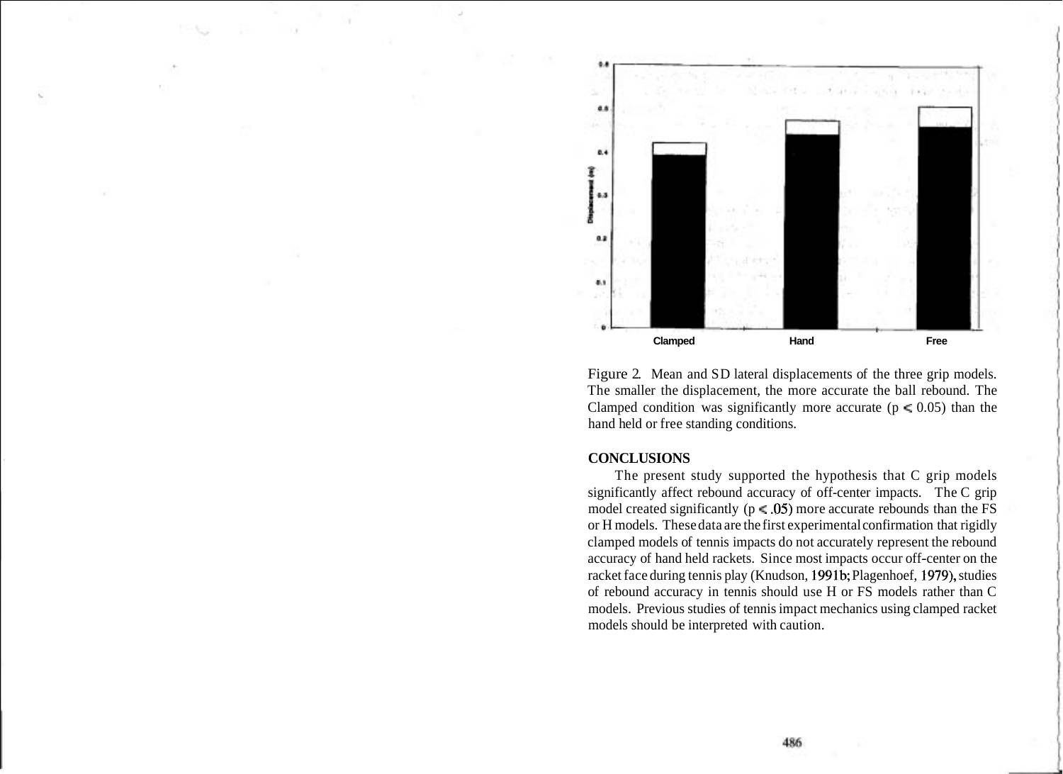Figure 2. Mean and SD lateral displacements of the three grip models. The smaller the displacement, the more accurate the ball rebound. The Clamped condition was significantly more accurate ($p < 0.05$) than the hand held or free standing conditions.

## CONCLUSIONS

The present study supported the hypothesis that C grip models significantly affect rebound accuracy of off-center impacts. The C grip model created significantly ($p < .05$) more accurate rebounds than the FS or H models. These data are the first experimental confirmation that rigidly clamped models of tennis impacts do not accurately represent the rebound accuracy of hand held rackets. Since most impacts occur off-center on the racket face during tennis play (Knudson, 1991b; Plagenhoef, 1979), studies of rebound accuracy in tennis should use H or FS models rather than C models. Previous studies of tennis impact mechanics using clamped racket models should be interpreted with caution.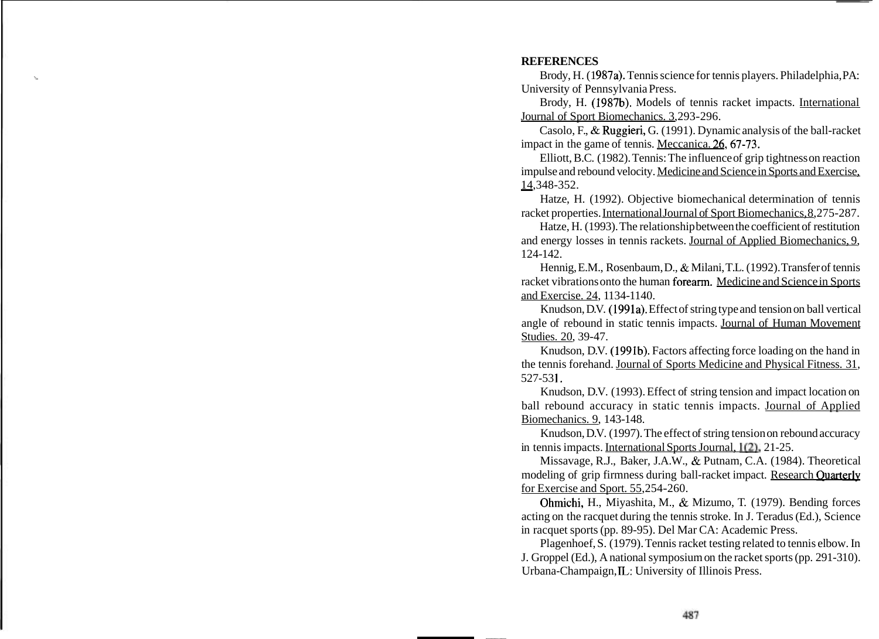## REFERENCES

Brody, H. (1987a). Tennis science for tennis players. Philadelphia, PA: University of Pennsylvania Press.

Brody, H. (1987b). Models of tennis racket impacts. International Journal of Sport Biomechanics. 3, 293-296.

Casolo, F., & Ruggieri, G. (1991). Dynamic analysis of the ball-racket impact in the game of tennis. Meccanica. 26, 67-73.

Elliott, B.C. (1982). Tennis: The influence of grip tightness on reaction impulse and rebound velocity. Medicine and Science in Sports and Exercise, 14, 348-352.

Hatze, H. (1992). Objective biomechanical determination of tennis racket properties. International Journal of Sport Biomechanics, 8, 275-287.

Hatze, H. (1993). The relationship between the coefficient of restitution and energy losses in tennis rackets. Journal of Applied Biomechanics, 9, 124-142.

Hennig, E.M., Rosenbaum, D., & Milani, T.L. (1992). Transfer of tennis racket vibrations onto the human forearm. Medicine and Science in Sports and Exercise. 24, 1134-1140.

Knudson, D.V. (1991a). Effect of string type and tension on ball vertical angle of rebound in static tennis impacts. Journal of Human Movement Studies. 20, 39-47.

Knudson, D.V. (1991b). Factors affecting force loading on the hand in the tennis forehand. Journal of Sports Medicine and Physical Fitness. 31, 527-531.

Knudson, D.V. (1993). Effect of string tension and impact location on ball rebound accuracy in static tennis impacts. Journal of Applied Biomechanics. 9, 143-148.

Knudson, D.V. (1997). The effect of string tension on rebound accuracy in tennis impacts. International Sports Journal, 1(2), 21-25.

Missavage, R.J., Baker, J.A.W., & Putnam, C.A. (1984). Theoretical modeling of grip firmness during ball-racket impact. Research Quarterly for Exercise and Sport. 55, 254-260.

Ohmichi, H., Miyashita, M., & Mizumo, T. (1979). Bending forces acting on the racquet during the tennis stroke. In J. Teradus (Ed.), Science in racquet sports (pp. 89-95). Del Mar CA: Academic Press.

Plagenhoef, S. (1979). Tennis racket testing related to tennis elbow. In J. Groppel (Ed.), A national symposium on the racket sports (pp. 291-310). Urbana-Champaign, IL: University of Illinois Press.